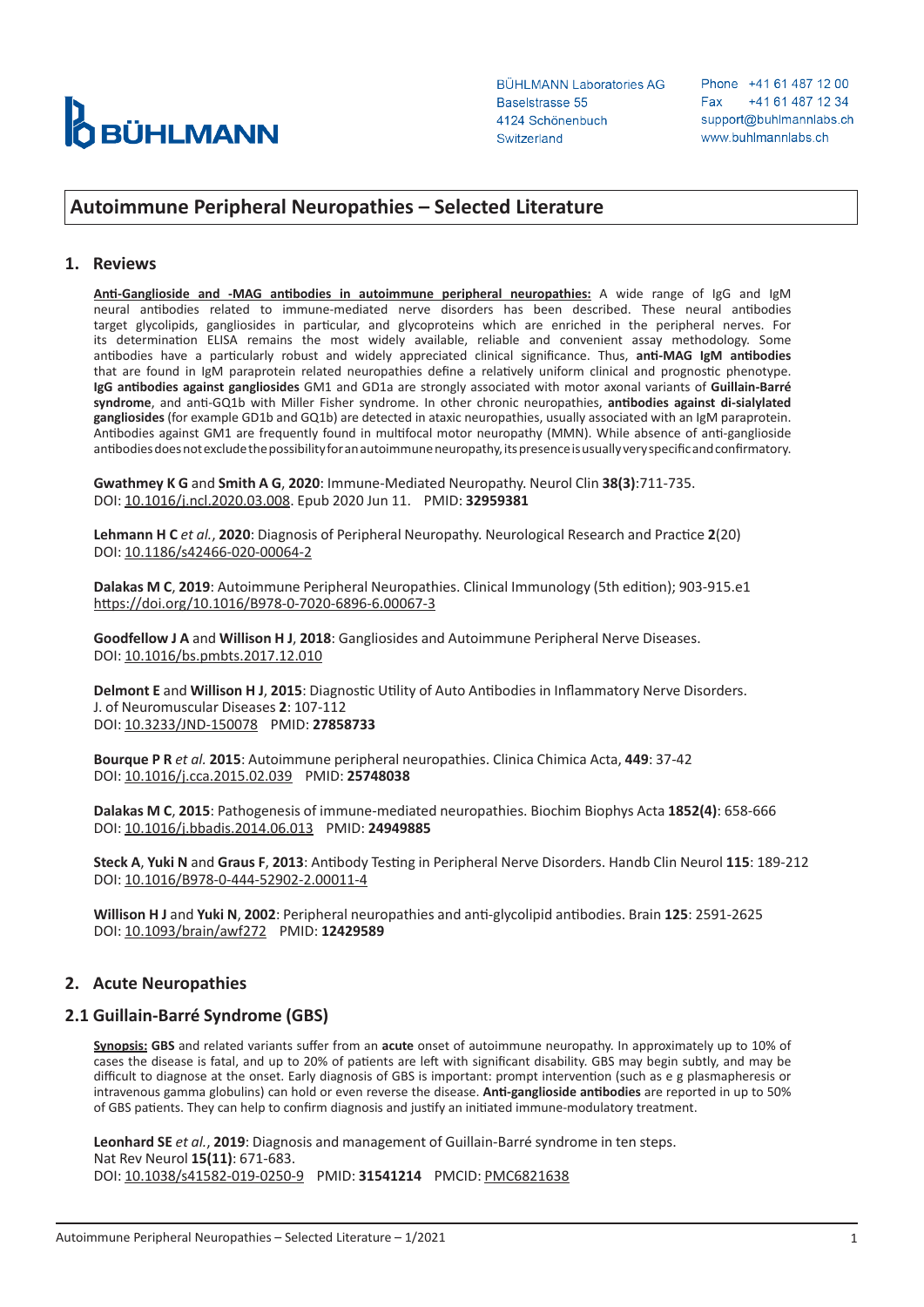BÜHLMANN

BÜHLMANN Laboratories AG
Baselstrasse 55
4124 Schönenbuch
Switzerland

Phone +41 61 487 12 00
Fax +41 61 487 12 34
support@buhlmannlabs.ch
www.buhlmannlabs.ch

# Autoimmune Peripheral Neuropathies – Selected Literature

## 1. Reviews

**<u>Anti-Ganglioside and -MAG antibodies in autoimmune peripheral neuropathies:</u>** A wide range of IgG and IgM neural antibodies related to immune-mediated nerve disorders has been described. These neural antibodies target glycolipids, gangliosides in particular, and glycoproteins which are enriched in the peripheral nerves. For its determination ELISA remains the most widely available, reliable and convenient assay methodology. Some antibodies have a particularly robust and widely appreciated clinical significance. Thus, **anti-MAG IgM antibodies** that are found in IgM paraprotein related neuropathies define a relatively uniform clinical and prognostic phenotype. **IgG antibodies against gangliosides** GM1 and GD1a are strongly associated with motor axonal variants of **Guillain-Barré syndrome**, and anti-GQ1b with Miller Fisher syndrome. In other chronic neuropathies, **antibodies against di-sialylated gangliosides** (for example GD1b and GQ1b) are detected in ataxic neuropathies, usually associated with an IgM paraprotein. Antibodies against GM1 are frequently found in multifocal motor neuropathy (MMN). While absence of anti-ganglioside antibodies does not exclude the possibility for an autoimmune neuropathy, its presence is usually very specific and confirmatory.

**Gwathmey K G** and **Smith A G**, **2020**: Immune-Mediated Neuropathy. Neurol Clin **38(3)**:711-735.
DOI: 10.1016/j.ncl.2020.03.008. Epub 2020 Jun 11. PMID: **32959381**

**Lehmann H C** *et al.*, **2020**: Diagnosis of Peripheral Neuropathy. Neurological Research and Practice **2**(20)
DOI: 10.1186/s42466-020-00064-2

**Dalakas M C**, **2019**: Autoimmune Peripheral Neuropathies. Clinical Immunology (5th edition); 903-915.e1
https://doi.org/10.1016/B978-0-7020-6896-6.00067-3

**Goodfellow J A** and **Willison H J**, **2018**: Gangliosides and Autoimmune Peripheral Nerve Diseases.
DOI: 10.1016/bs.pmbts.2017.12.010

**Delmont E** and **Willison H J**, **2015**: Diagnostic Utility of Auto Antibodies in Inflammatory Nerve Disorders.
J. of Neuromuscular Diseases **2**: 107-112
DOI: 10.3233/JND-150078 PMID: **27858733**

**Bourque P R** *et al.* **2015**: Autoimmune peripheral neuropathies. Clinica Chimica Acta, **449**: 37-42
DOI: 10.1016/j.cca.2015.02.039 PMID: **25748038**

**Dalakas M C**, **2015**: Pathogenesis of immune-mediated neuropathies. Biochim Biophys Acta **1852(4)**: 658-666
DOI: 10.1016/j.bbadis.2014.06.013 PMID: **24949885**

**Steck A**, **Yuki N** and **Graus F**, **2013**: Antibody Testing in Peripheral Nerve Disorders. Handb Clin Neurol **115**: 189-212
DOI: 10.1016/B978-0-444-52902-2.00011-4

**Willison H J** and **Yuki N**, **2002**: Peripheral neuropathies and anti-glycolipid antibodies. Brain **125**: 2591-2625
DOI: 10.1093/brain/awf272 PMID: **12429589**

## 2. Acute Neuropathies

### 2.1 Guillain-Barré Syndrome (GBS)

**<u>Synopsis:</u>** **GBS** and related variants suffer from an **acute** onset of autoimmune neuropathy. In approximately up to 10% of cases the disease is fatal, and up to 20% of patients are left with significant disability. GBS may begin subtly, and may be difficult to diagnose at the onset. Early diagnosis of GBS is important: prompt intervention (such as e g plasmapheresis or intravenous gamma globulins) can hold or even reverse the disease. **Anti-ganglioside antibodies** are reported in up to 50% of GBS patients. They can help to confirm diagnosis and justify an initiated immune-modulatory treatment.

**Leonhard SE** *et al.*, **2019**: Diagnosis and management of Guillain-Barré syndrome in ten steps.
Nat Rev Neurol **15(11)**: 671-683.
DOI: 10.1038/s41582-019-0250-9 PMID: **31541214** PMCID: PMC6821638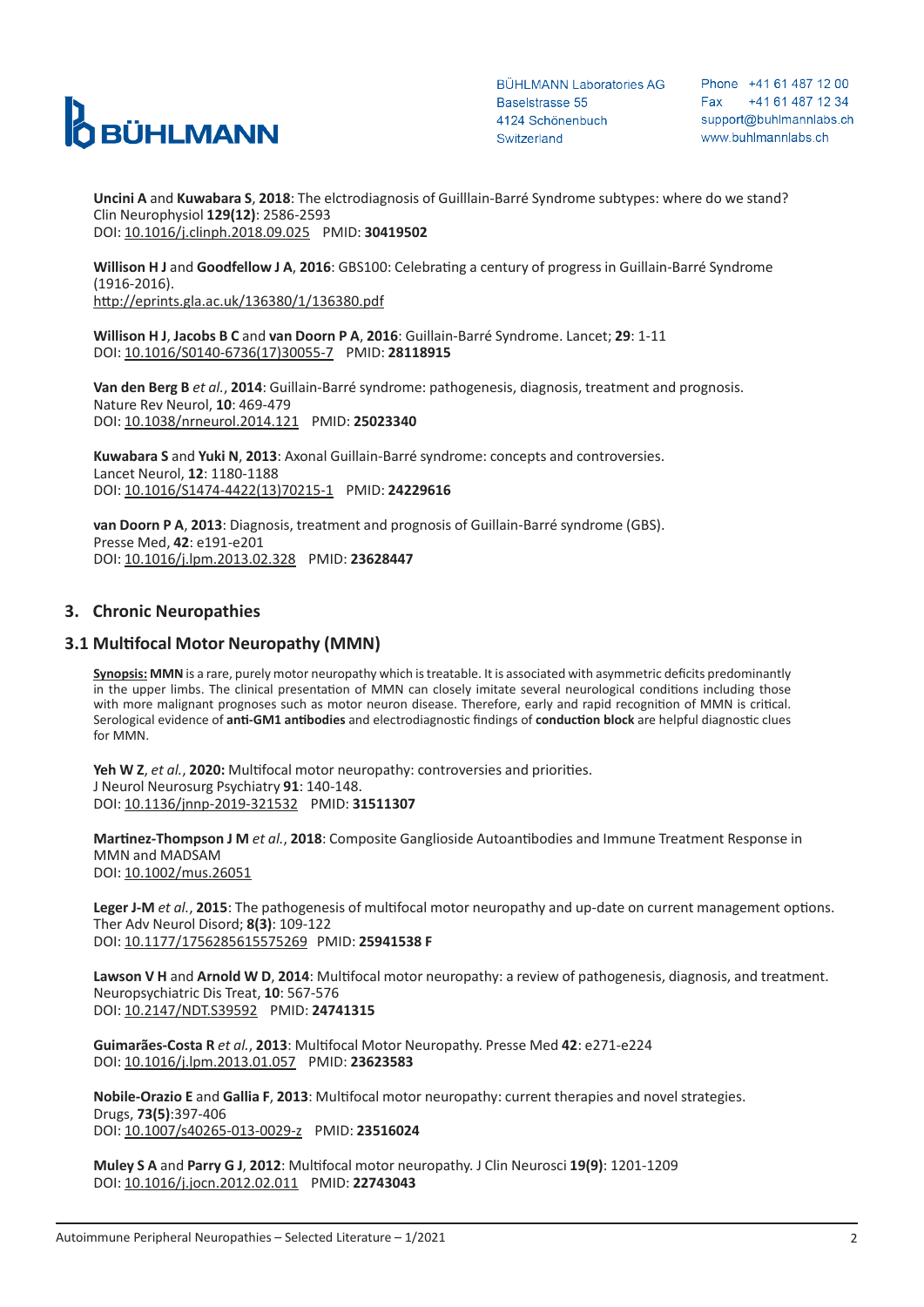**Uncini A** and **Kuwabara S**, **2018**: The elctrodiagnosis of Guilllain-Barré Syndrome subtypes: where do we stand? Clin Neurophysiol **129(12)**: 2586-2593
DOI: 10.1016/j.clinph.2018.09.025 PMID: **30419502**

**Willison H J** and **Goodfellow J A**, **2016**: GBS100: Celebrating a century of progress in Guillain-Barré Syndrome (1916-2016).
http://eprints.gla.ac.uk/136380/1/136380.pdf

**Willison H J**, **Jacobs B C** and **van Doorn P A**, **2016**: Guillain-Barré Syndrome. Lancet; **29**: 1-11
DOI: 10.1016/S0140-6736(17)30055-7 PMID: **28118915**

**Van den Berg B** *et al.*, **2014**: Guillain-Barré syndrome: pathogenesis, diagnosis, treatment and prognosis. Nature Rev Neurol, **10**: 469-479
DOI: 10.1038/nrneurol.2014.121 PMID: **25023340**

**Kuwabara S** and **Yuki N**, **2013**: Axonal Guillain-Barré syndrome: concepts and controversies. Lancet Neurol, **12**: 1180-1188
DOI: 10.1016/S1474-4422(13)70215-1 PMID: **24229616**

**van Doorn P A**, **2013**: Diagnosis, treatment and prognosis of Guillain-Barré syndrome (GBS). Presse Med, **42**: e191-e201
DOI: 10.1016/j.lpm.2013.02.328 PMID: **23628447**

## 3. Chronic Neuropathies

### 3.1 Multifocal Motor Neuropathy (MMN)

**Synopsis: MMN** is a rare, purely motor neuropathy which is treatable. It is associated with asymmetric deficits predominantly in the upper limbs. The clinical presentation of MMN can closely imitate several neurological conditions including those with more malignant prognoses such as motor neuron disease. Therefore, early and rapid recognition of MMN is critical. Serological evidence of **anti-GM1 antibodies** and electrodiagnostic findings of **conduction block** are helpful diagnostic clues for MMN.

**Yeh W Z**, *et al.*, **2020:** Multifocal motor neuropathy: controversies and priorities. J Neurol Neurosurg Psychiatry **91**: 140-148.
DOI: 10.1136/jnnp-2019-321532 PMID: **31511307**

**Martinez-Thompson J M** *et al.*, **2018**: Composite Ganglioside Autoantibodies and Immune Treatment Response in MMN and MADSAM
DOI: 10.1002/mus.26051

**Leger J-M** *et al.*, **2015**: The pathogenesis of multifocal motor neuropathy and up-date on current management options. Ther Adv Neurol Disord; **8(3)**: 109-122
DOI: 10.1177/1756285615575269 PMID: **25941538 F**

**Lawson V H** and **Arnold W D**, **2014**: Multifocal motor neuropathy: a review of pathogenesis, diagnosis, and treatment. Neuropsychiatric Dis Treat, **10**: 567-576
DOI: 10.2147/NDT.S39592 PMID: **24741315**

**Guimarães-Costa R** *et al.*, **2013**: Multifocal Motor Neuropathy. Presse Med **42**: e271-e224
DOI: 10.1016/j.lpm.2013.01.057 PMID: **23623583**

**Nobile-Orazio E** and **Gallia F**, **2013**: Multifocal motor neuropathy: current therapies and novel strategies. Drugs, **73(5)**:397-406
DOI: 10.1007/s40265-013-0029-z PMID: **23516024**

**Muley S A** and **Parry G J**, **2012**: Multifocal motor neuropathy. J Clin Neurosci **19(9)**: 1201-1209
DOI: 10.1016/j.jocn.2012.02.011 PMID: **22743043**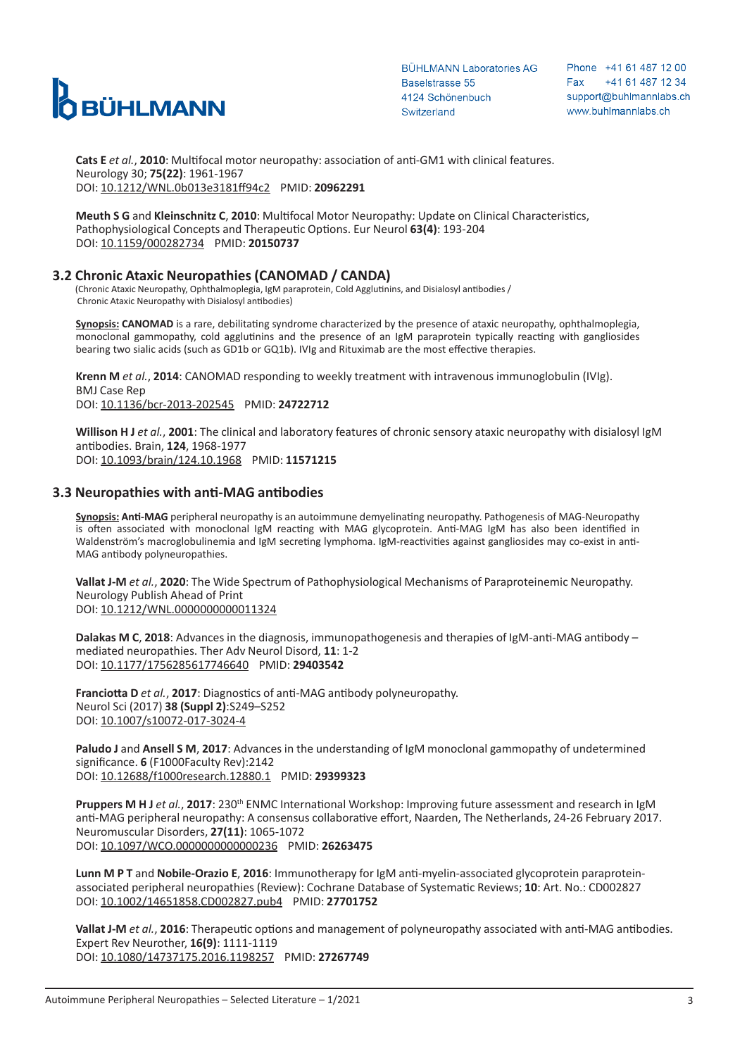**Cats E** *et al.*, **2010**: Multifocal motor neuropathy: association of anti-GM1 with clinical features. Neurology 30; **75(22)**: 1961-1967
DOI: 10.1212/WNL.0b013e3181ff94c2 PMID: **20962291**

**Meuth S G** and **Kleinschnitz C**, **2010**: Multifocal Motor Neuropathy: Update on Clinical Characteristics, Pathophysiological Concepts and Therapeutic Options. Eur Neurol **63(4)**: 193-204
DOI: 10.1159/000282734 PMID: **20150737**

## 3.2 Chronic Ataxic Neuropathies (CANOMAD / CANDA)

(Chronic Ataxic Neuropathy, Ophthalmoplegia, IgM paraprotein, Cold Agglutinins, and Disialosyl antibodies / Chronic Ataxic Neuropathy with Disialosyl antibodies)

**Synopsis: CANOMAD** is a rare, debilitating syndrome characterized by the presence of ataxic neuropathy, ophthalmoplegia, monoclonal gammopathy, cold agglutinins and the presence of an IgM paraprotein typically reacting with gangliosides bearing two sialic acids (such as GD1b or GQ1b). IVIg and Rituximab are the most effective therapies.

**Krenn M** *et al.*, **2014**: CANOMAD responding to weekly treatment with intravenous immunoglobulin (IVIg). BMJ Case Rep
DOI: 10.1136/bcr-2013-202545 PMID: **24722712**

**Willison H J** *et al.*, **2001**: The clinical and laboratory features of chronic sensory ataxic neuropathy with disialosyl IgM antibodies. Brain, **124**, 1968-1977
DOI: 10.1093/brain/124.10.1968 PMID: **11571215**

## 3.3 Neuropathies with anti-MAG antibodies

**Synopsis: Anti-MAG** peripheral neuropathy is an autoimmune demyelinating neuropathy. Pathogenesis of MAG-Neuropathy is often associated with monoclonal IgM reacting with MAG glycoprotein. Anti-MAG IgM has also been identified in Waldenström's macroglobulinemia and IgM secreting lymphoma. IgM-reactivities against gangliosides may co-exist in anti-MAG antibody polyneuropathies.

**Vallat J-M** *et al.*, **2020**: The Wide Spectrum of Pathophysiological Mechanisms of Paraproteinemic Neuropathy. Neurology Publish Ahead of Print
DOI: 10.1212/WNL.0000000000011324

**Dalakas M C**, **2018**: Advances in the diagnosis, immunopathogenesis and therapies of IgM-anti-MAG antibody – mediated neuropathies. Ther Adv Neurol Disord, **11**: 1-2
DOI: 10.1177/1756285617746640 PMID: **29403542**

**Franciotta D** *et al.*, **2017**: Diagnostics of anti-MAG antibody polyneuropathy. Neurol Sci (2017) **38 (Suppl 2)**:S249–S252
DOI: 10.1007/s10072-017-3024-4

**Paludo J** and **Ansell S M**, **2017**: Advances in the understanding of IgM monoclonal gammopathy of undetermined significance. **6** (F1000Faculty Rev):2142
DOI: 10.12688/f1000research.12880.1 PMID: **29399323**

**Pruppers M H J** *et al.*, **2017**: 230th ENMC International Workshop: Improving future assessment and research in IgM anti-MAG peripheral neuropathy: A consensus collaborative effort, Naarden, The Netherlands, 24-26 February 2017. Neuromuscular Disorders, **27(11)**: 1065-1072
DOI: 10.1097/WCO.0000000000000236 PMID: **26263475**

**Lunn M P T** and **Nobile-Orazio E**, **2016**: Immunotherapy for IgM anti-myelin-associated glycoprotein paraprotein-associated peripheral neuropathies (Review): Cochrane Database of Systematic Reviews; **10**: Art. No.: CD002827
DOI: 10.1002/14651858.CD002827.pub4 PMID: **27701752**

**Vallat J-M** *et al.*, **2016**: Therapeutic options and management of polyneuropathy associated with anti-MAG antibodies. Expert Rev Neurother, **16(9)**: 1111-1119
DOI: 10.1080/14737175.2016.1198257 PMID: **27267749**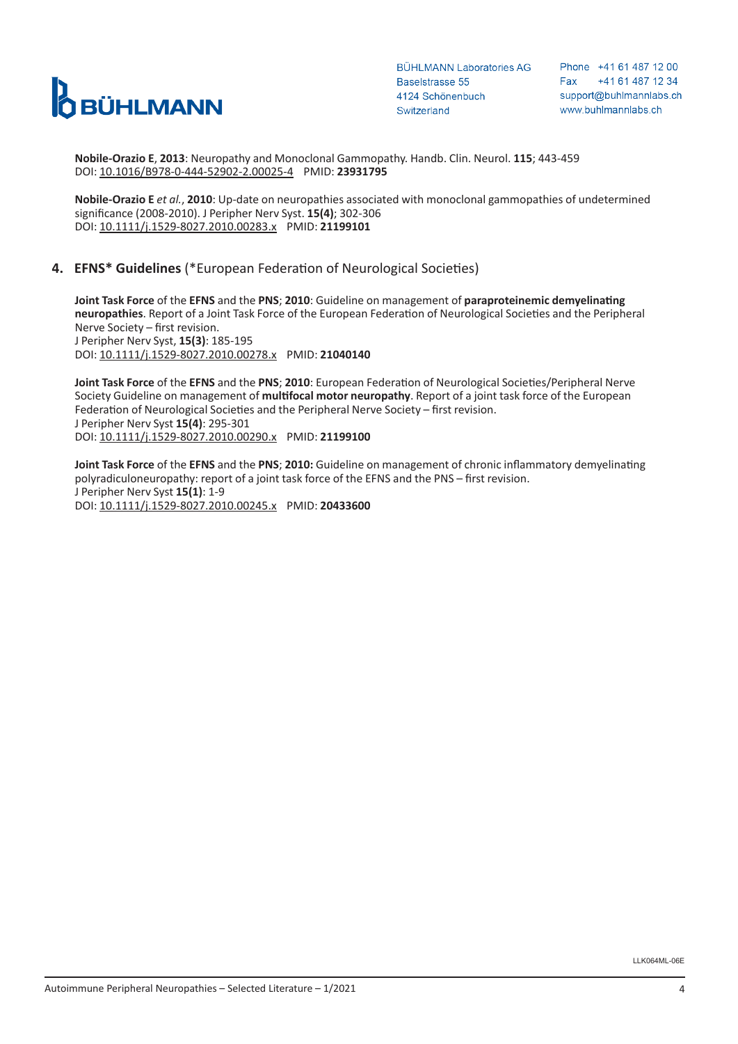**Nobile-Orazio E**, **2013**: Neuropathy and Monoclonal Gammopathy. Handb. Clin. Neurol. **115**; 443-459
DOI: 10.1016/B978-0-444-52902-2.00025-4 PMID: **23931795**

**Nobile-Orazio E** *et al.*, **2010**: Up-date on neuropathies associated with monoclonal gammopathies of undetermined significance (2008-2010). J Peripher Nerv Syst. **15(4)**; 302-306
DOI: 10.1111/j.1529-8027.2010.00283.x PMID: **21199101**

## 4. **EFNS\* Guidelines** (\*European Federation of Neurological Societies)

**Joint Task Force** of the **EFNS** and the **PNS**; **2010**: Guideline on management of **paraproteinemic demyelinating neuropathies**. Report of a Joint Task Force of the European Federation of Neurological Societies and the Peripheral Nerve Society – first revision.
J Peripher Nerv Syst, **15(3)**: 185-195
DOI: 10.1111/j.1529-8027.2010.00278.x PMID: **21040140**

**Joint Task Force** of the **EFNS** and the **PNS**; **2010**: European Federation of Neurological Societies/Peripheral Nerve Society Guideline on management of **multifocal motor neuropathy**. Report of a joint task force of the European Federation of Neurological Societies and the Peripheral Nerve Society – first revision.
J Peripher Nerv Syst **15(4)**: 295-301
DOI: 10.1111/j.1529-8027.2010.00290.x PMID: **21199100**

**Joint Task Force** of the **EFNS** and the **PNS**; **2010:** Guideline on management of chronic inflammatory demyelinating polyradiculoneuropathy: report of a joint task force of the EFNS and the PNS – first revision.
J Peripher Nerv Syst **15(1)**: 1-9
DOI: 10.1111/j.1529-8027.2010.00245.x PMID: **20433600**